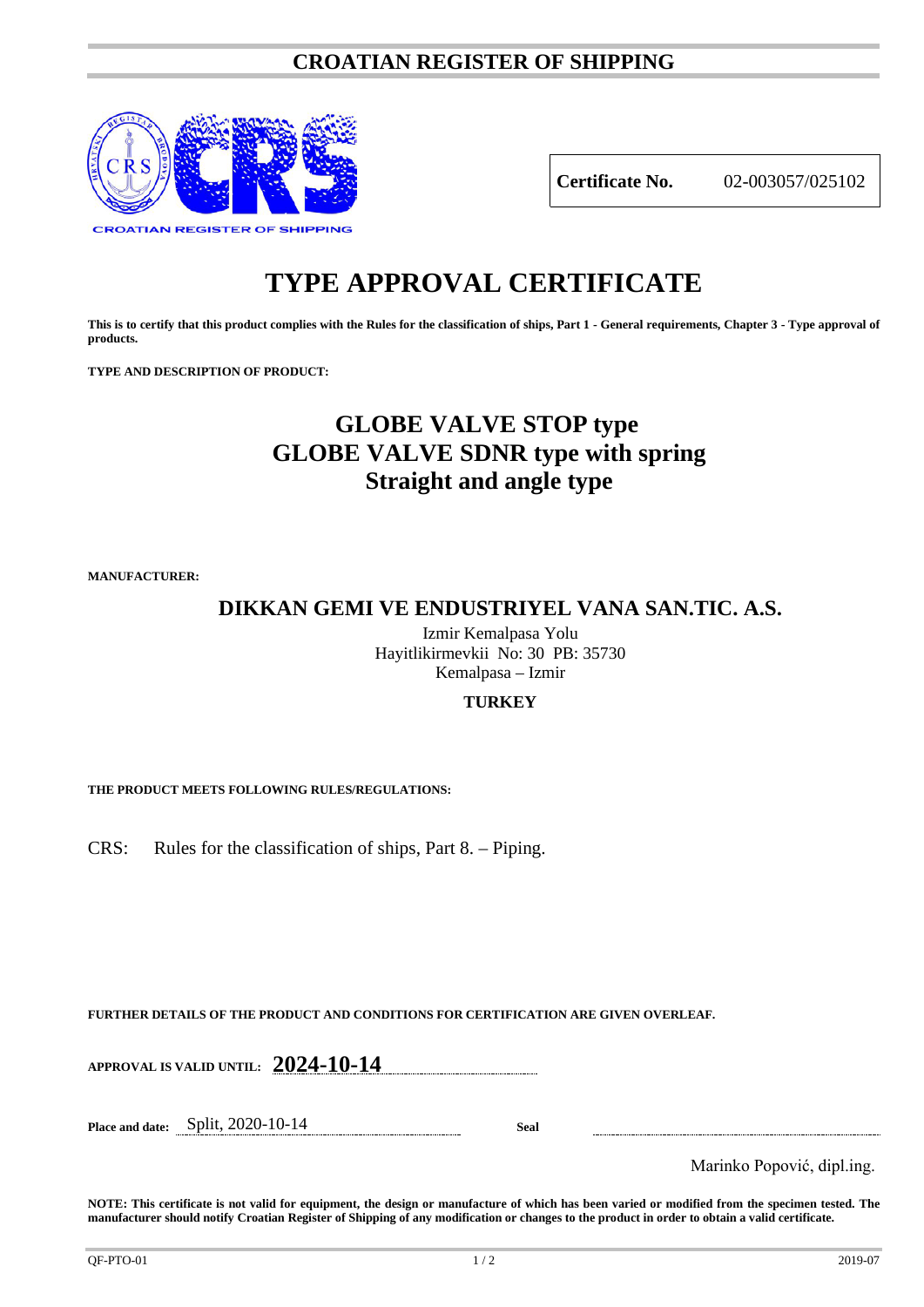# CROATIAN REGISTER OF SHIPPING

| **Certificate No.** | 02-003057/025102 |
| --- | --- |

# TYPE APPROVAL CERTIFICATE

**This is to certify that this product complies with the Rules for the classification of ships, Part 1 - General requirements, Chapter 3 - Type approval of products.**

**TYPE AND DESCRIPTION OF PRODUCT:**

## GLOBE VALVE STOP type
## GLOBE VALVE SDNR type with spring
## Straight and angle type

**MANUFACTURER:**

## DIKKAN GEMI VE ENDUSTRIYEL VANA SAN.TIC. A.S.

Izmir Kemalpasa Yolu
Hayitlikirmevkii No: 30 PB: 35730
Kemalpasa – Izmir

**TURKEY**

**THE PRODUCT MEETS FOLLOWING RULES/REGULATIONS:**

CRS: Rules for the classification of ships, Part 8. – Piping.

**FURTHER DETAILS OF THE PRODUCT AND CONDITIONS FOR CERTIFICATION ARE GIVEN OVERLEAF.**

**APPROVAL IS VALID UNTIL:** **2024-10-14**

**Place and date:** Split, 2020-10-14 **Seal**

Marinko Popović, dipl.ing.

**NOTE: This certificate is not valid for equipment, the design or manufacture of which has been varied or modified from the specimen tested. The manufacturer should notify Croatian Register of Shipping of any modification or changes to the product in order to obtain a valid certificate.**

QF-PTO-01 2019-07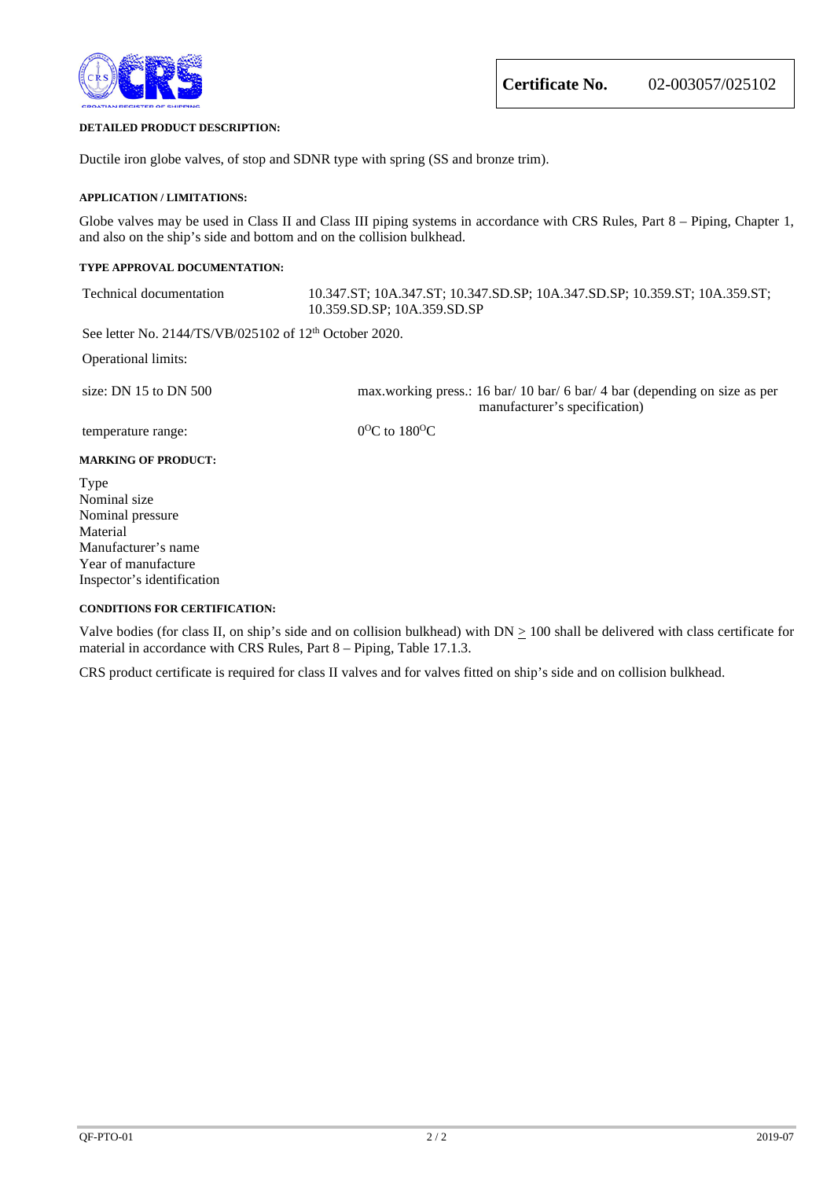**Certificate No.** 02-003057/025102

**DETAILED PRODUCT DESCRIPTION:**

Ductile iron globe valves, of stop and SDNR type with spring (SS and bronze trim).

**APPLICATION / LIMITATIONS:**

Globe valves may be used in Class II and Class III piping systems in accordance with CRS Rules, Part 8 – Piping, Chapter 1, and also on the ship's side and bottom and on the collision bulkhead.

**TYPE APPROVAL DOCUMENTATION:**

| | |
|---|---|
| Technical documentation | 10.347.ST; 10A.347.ST; 10.347.SD.SP; 10A.347.SD.SP; 10.359.ST; 10A.359.ST; 10.359.SD.SP; 10A.359.SD.SP |

See letter No. 2144/TS/VB/025102 of 12th October 2020.

Operational limits:

| | |
|---|---|
| size: DN 15 to DN 500 | max.working press.: 16 bar/ 10 bar/ 6 bar/ 4 bar (depending on size as per manufacturer's specification) |
| temperature range: | $0^{O}$C to $180^{O}$C |

**MARKING OF PRODUCT:**

Type
Nominal size
Nominal pressure
Material
Manufacturer's name
Year of manufacture
Inspector's identification

**CONDITIONS FOR CERTIFICATION:**

Valve bodies (for class II, on ship's side and on collision bulkhead) with DN $\geq$ 100 shall be delivered with class certificate for material in accordance with CRS Rules, Part 8 – Piping, Table 17.1.3.

CRS product certificate is required for class II valves and for valves fitted on ship's side and on collision bulkhead.